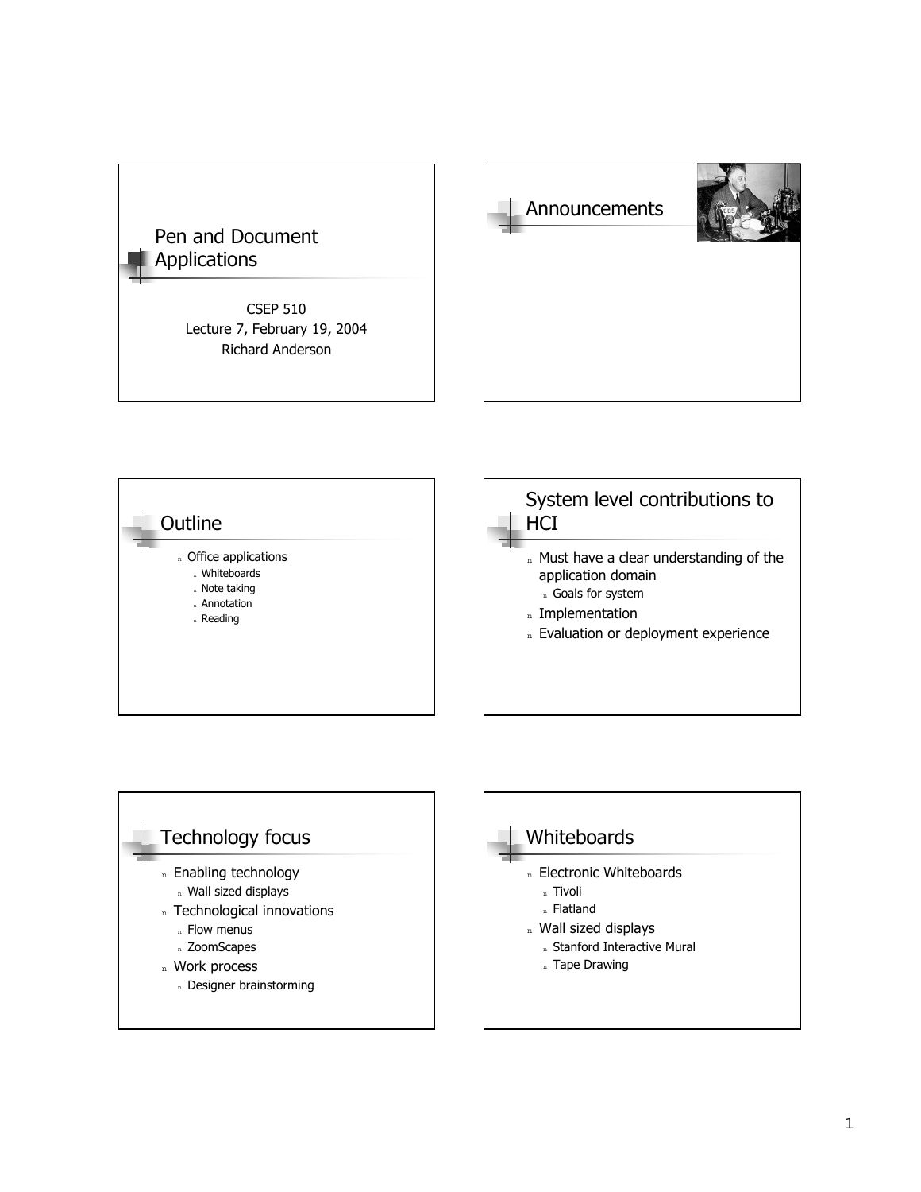# Pen and Document Applications

CSEP 510
Lecture 7, February 19, 2004
Richard Anderson

## Announcements

## Outline

- Office applications
  - Whiteboards
  - Note taking
  - Annotation
  - Reading

## System level contributions to HCI

- Must have a clear understanding of the application domain
  - Goals for system
- Implementation
- Evaluation or deployment experience

## Technology focus

- Enabling technology
  - Wall sized displays
- Technological innovations
  - Flow menus
  - ZoomScapes
- Work process
  - Designer brainstorming

## Whiteboards

- Electronic Whiteboards
  - Tivoli
  - Flatland
- Wall sized displays
  - Stanford Interactive Mural
  - Tape Drawing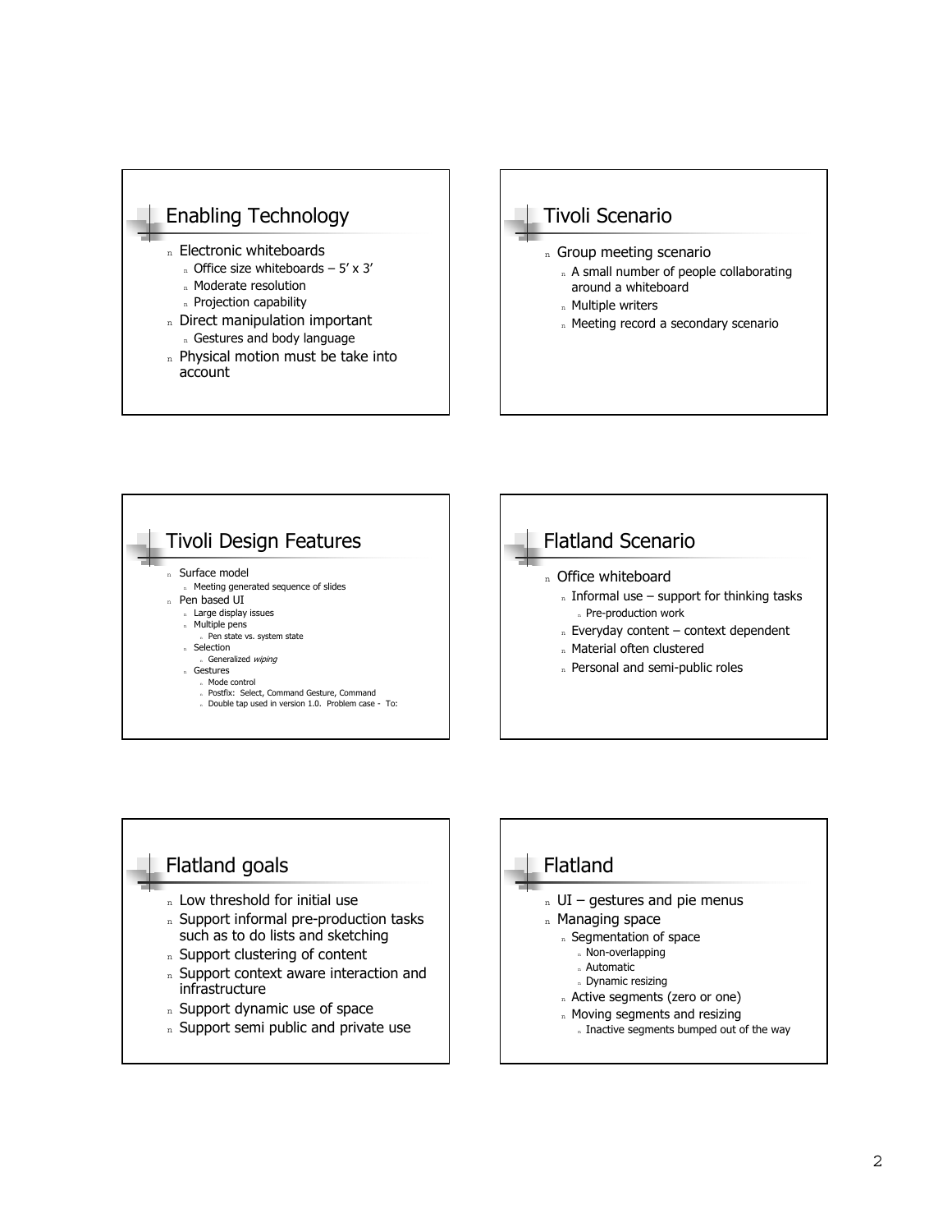## Enabling Technology

- Electronic whiteboards
  - Office size whiteboards – 5' x 3'
  - Moderate resolution
  - Projection capability
- Direct manipulation important
  - Gestures and body language
- Physical motion must be take into account

## Tivoli Scenario

- Group meeting scenario
  - A small number of people collaborating around a whiteboard
  - Multiple writers
  - Meeting record a secondary scenario

## Tivoli Design Features

- Surface model
  - Meeting generated sequence of slides
- Pen based UI
  - Large display issues
  - Multiple pens
    - Pen state vs. system state
  - Selection
    - Generalized *wiping*
  - Gestures
    - Mode control
    - Postfix: Select, Command Gesture, Command
    - Double tap used in version 1.0. Problem case - To:

## Flatland Scenario

- Office whiteboard
  - Informal use – support for thinking tasks
    - Pre-production work
  - Everyday content – context dependent
  - Material often clustered
  - Personal and semi-public roles

## Flatland goals

- Low threshold for initial use
- Support informal pre-production tasks such as to do lists and sketching
- Support clustering of content
- Support context aware interaction and infrastructure
- Support dynamic use of space
- Support semi public and private use

## Flatland

- UI – gestures and pie menus
- Managing space
  - Segmentation of space
    - Non-overlapping
    - Automatic
    - Dynamic resizing
  - Active segments (zero or one)
  - Moving segments and resizing
    - Inactive segments bumped out of the way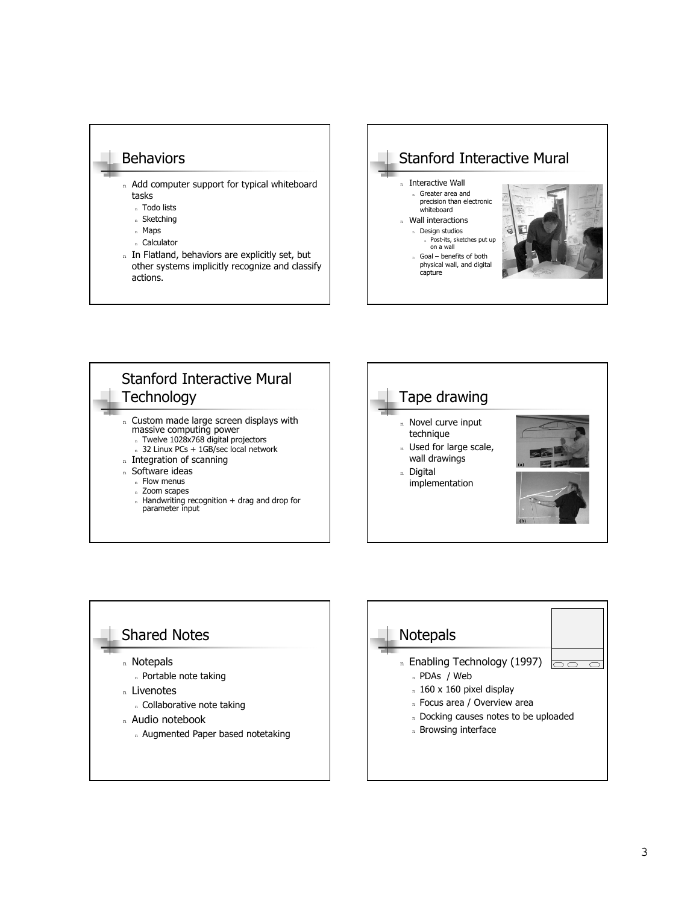## Behaviors

- Add computer support for typical whiteboard tasks
  - Todo lists
  - Sketching
  - Maps
  - Calculator
- In Flatland, behaviors are explicitly set, but other systems implicitly recognize and classify actions.

## Stanford Interactive Mural

- Interactive Wall
  - Greater area and precision than electronic whiteboard
- Wall interactions
  - Design studios
    - Post-its, sketches put up on a wall
  - Goal – benefits of both physical wall, and digital capture

## Stanford Interactive Mural Technology

- Custom made large screen displays with massive computing power
  - Twelve 1028x768 digital projectors
  - 32 Linux PCs + 1GB/sec local network
- Integration of scanning
- Software ideas
  - Flow menus
  - Zoom scapes
  - Handwriting recognition + drag and drop for parameter input

## Tape drawing

- Novel curve input technique
- Used for large scale, wall drawings
- Digital implementation

(a)

(b)

## Shared Notes

- Notepals
  - Portable note taking
- Livenotes
  - Collaborative note taking
- Audio notebook
  - Augmented Paper based notetaking

## Notepals

- Enabling Technology (1997)
  - PDAs / Web
  - 160 x 160 pixel display
  - Focus area / Overview area
  - Docking causes notes to be uploaded
  - Browsing interface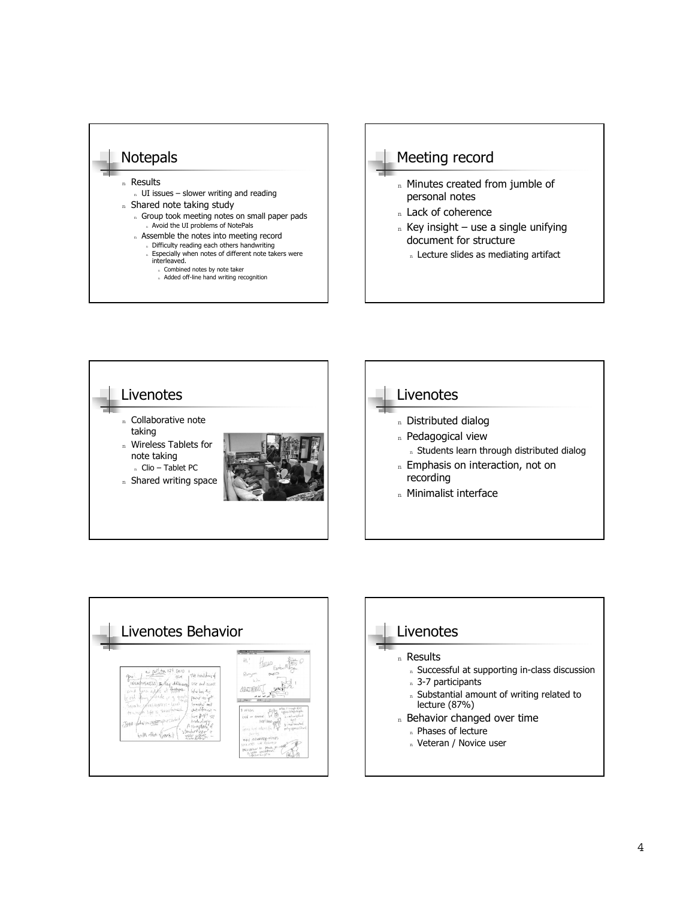## Notepals

- Results
  - UI issues – slower writing and reading
- Shared note taking study
  - Group took meeting notes on small paper pads
    - Avoid the UI problems of NotePals
  - Assemble the notes into meeting record
    - Difficulty reading each others handwriting
    - Especially when notes of different note takers were interleaved.
      - Combined notes by note taker
      - Added off-line hand writing recognition

## Meeting record

- Minutes created from jumble of personal notes
- Lack of coherence
- Key insight – use a single unifying document for structure
  - Lecture slides as mediating artifact

## Livenotes

- Collaborative note taking
- Wireless Tablets for note taking
  - Clio – Tablet PC
- Shared writing space

## Livenotes

- Distributed dialog
- Pedagogical view
  - Students learn through distributed dialog
- Emphasis on interaction, not on recording
- Minimalist interface

## Livenotes Behavior

## Livenotes

- Results
  - Successful at supporting in-class discussion
  - 3-7 participants
  - Substantial amount of writing related to lecture (87%)
- Behavior changed over time
  - Phases of lecture
  - Veteran / Novice user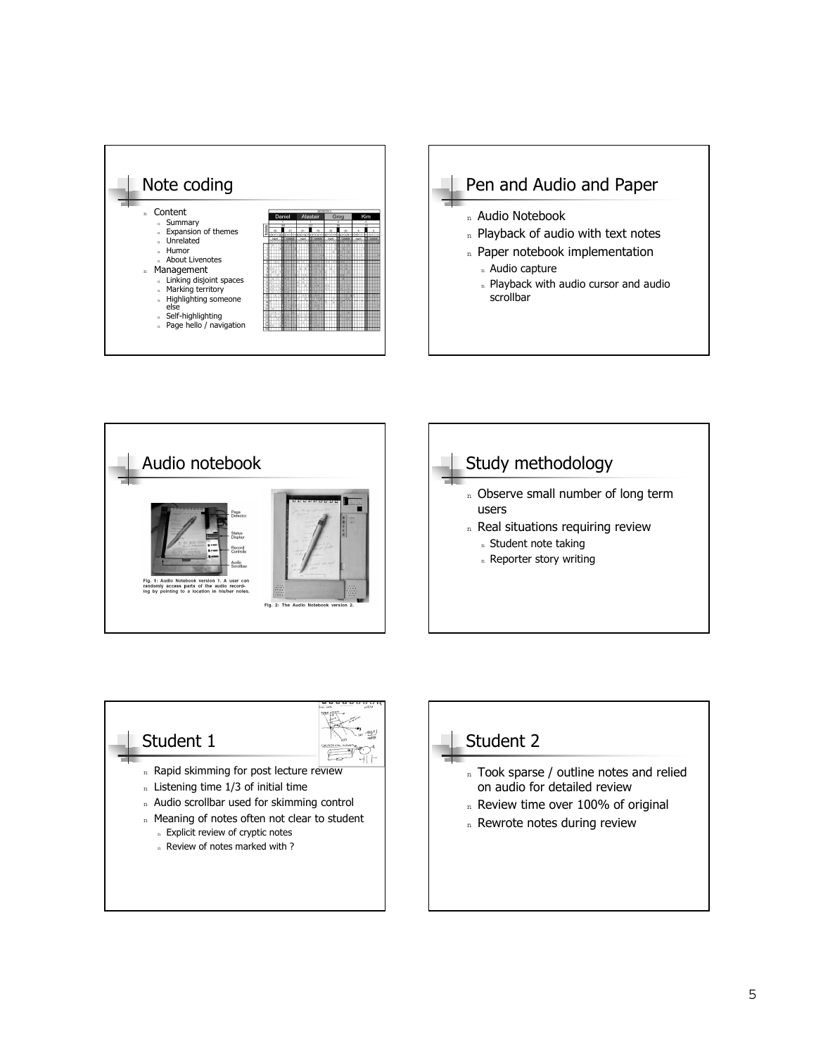## Note coding

- Content
  - Summary
  - Expansion of themes
  - Unrelated
  - Humor
  - About Livenotes
- Management
  - Linking disjoint spaces
  - Marking territory
  - Highlighting someone else
  - Self-highlighting
  - Page hello / navigation

## Pen and Audio and Paper

- Audio Notebook
- Playback of audio with text notes
- Paper notebook implementation
  - Audio capture
  - Playback with audio cursor and audio scrollbar

## Audio notebook

Fig. 1: Audio Notebook version 1. A user can randomly access parts of the audio recording by pointing to a location in his/her notes.

Fig. 2: The Audio Notebook version 2.

## Study methodology

- Observe small number of long term users
- Real situations requiring review
  - Student note taking
  - Reporter story writing

## Student 1

- Rapid skimming for post lecture review
- Listening time 1/3 of initial time
- Audio scrollbar used for skimming control
- Meaning of notes often not clear to student
  - Explicit review of cryptic notes
  - Review of notes marked with ?

## Student 2

- Took sparse / outline notes and relied on audio for detailed review
- Review time over 100% of original
- Rewrote notes during review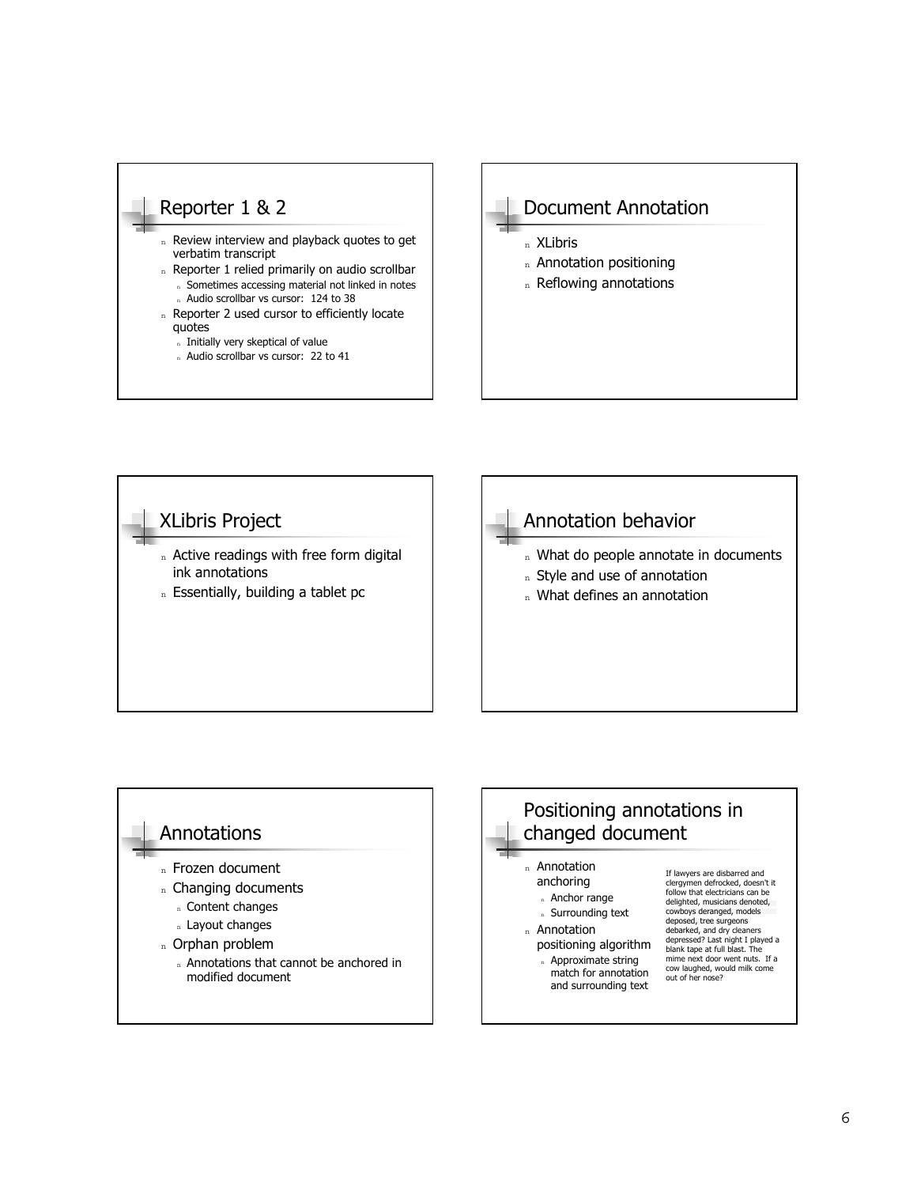## Reporter 1 & 2

- Review interview and playback quotes to get verbatim transcript
- Reporter 1 relied primarily on audio scrollbar
  - Sometimes accessing material not linked in notes
  - Audio scrollbar vs cursor: 124 to 38
- Reporter 2 used cursor to efficiently locate quotes
  - Initially very skeptical of value
  - Audio scrollbar vs cursor: 22 to 41

## Document Annotation

- XLibris
- Annotation positioning
- Reflowing annotations

## XLibris Project

- Active readings with free form digital ink annotations
- Essentially, building a tablet pc

## Annotation behavior

- What do people annotate in documents
- Style and use of annotation
- What defines an annotation

## Annotations

- Frozen document
- Changing documents
  - Content changes
  - Layout changes
- Orphan problem
  - Annotations that cannot be anchored in modified document

## Positioning annotations in changed document

- Annotation anchoring
  - Anchor range
  - Surrounding text
- Annotation positioning algorithm
  - Approximate string match for annotation and surrounding text

If lawyers are disbarred and clergymen defrocked, doesn't it follow that electricians can be delighted, musicians denoted, cowboys deranged, models deposed, tree surgeons debarked, and dry cleaners depressed? Last night I played a blank tape at full blast. The mime next door went nuts. If a cow laughed, would milk come out of her nose?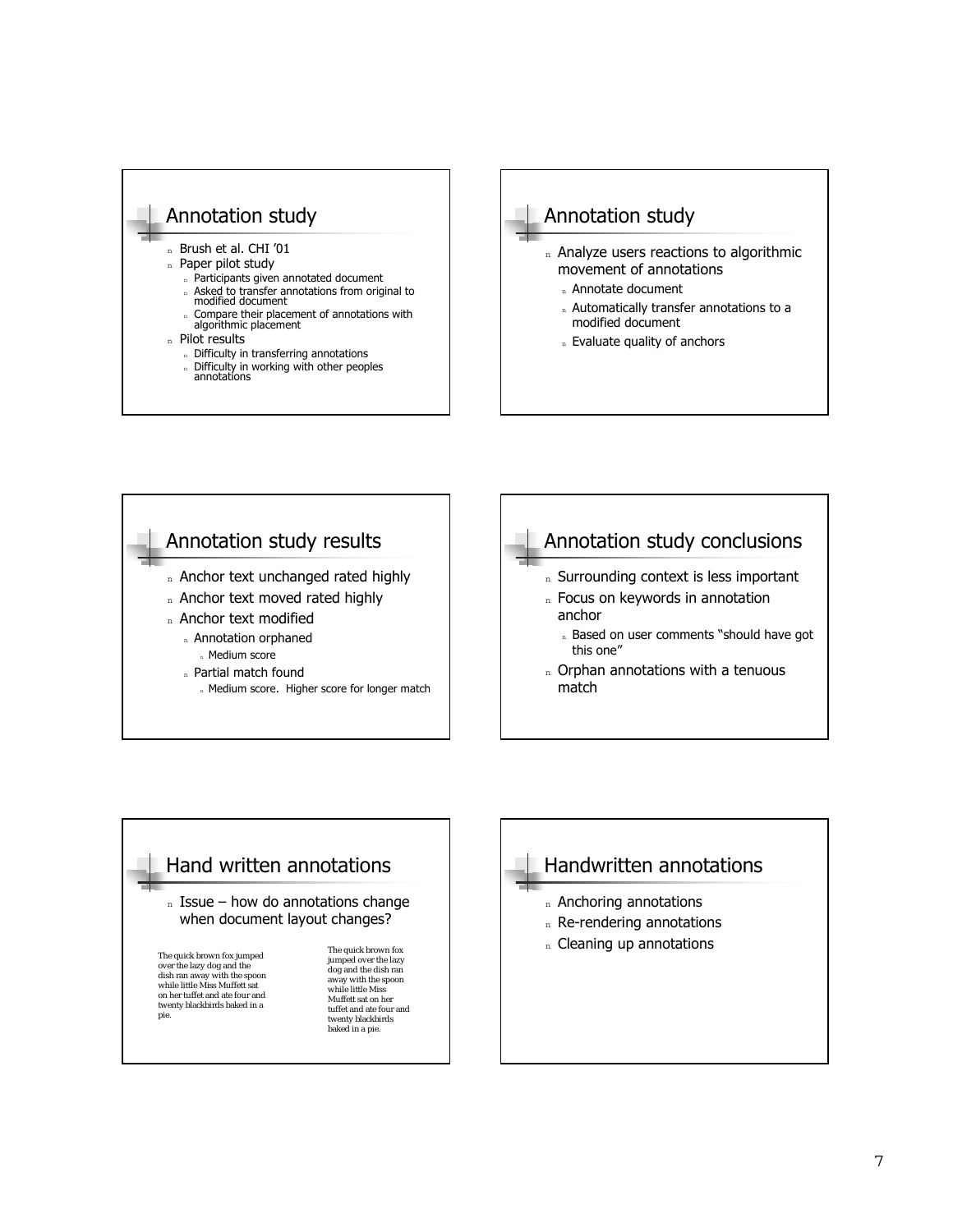## Annotation study

- Brush et al. CHI '01
- Paper pilot study
  - Participants given annotated document
  - Asked to transfer annotations from original to modified document
  - Compare their placement of annotations with algorithmic placement
- Pilot results
  - Difficulty in transferring annotations
  - Difficulty in working with other peoples annotations

## Annotation study

- Analyze users reactions to algorithmic movement of annotations
  - Annotate document
  - Automatically transfer annotations to a modified document
  - Evaluate quality of anchors

## Annotation study results

- Anchor text unchanged rated highly
- Anchor text moved rated highly
- Anchor text modified
  - Annotation orphaned
    - Medium score
  - Partial match found
    - Medium score. Higher score for longer match

## Annotation study conclusions

- Surrounding context is less important
- Focus on keywords in annotation anchor
  - Based on user comments "should have got this one"
- Orphan annotations with a tenuous match

## Hand written annotations

- Issue – how do annotations change when document layout changes?

The quick brown fox jumped over the lazy dog and the dish ran away with the spoon while little Miss Muffett sat on her tuffet and ate four and twenty blackbirds baked in a pie.

The quick brown fox jumped over the lazy dog and the dish ran away with the spoon while little Miss Muffett sat on her tuffet and ate four and twenty blackbirds baked in a pie.

## Handwritten annotations

- Anchoring annotations
- Re-rendering annotations
- Cleaning up annotations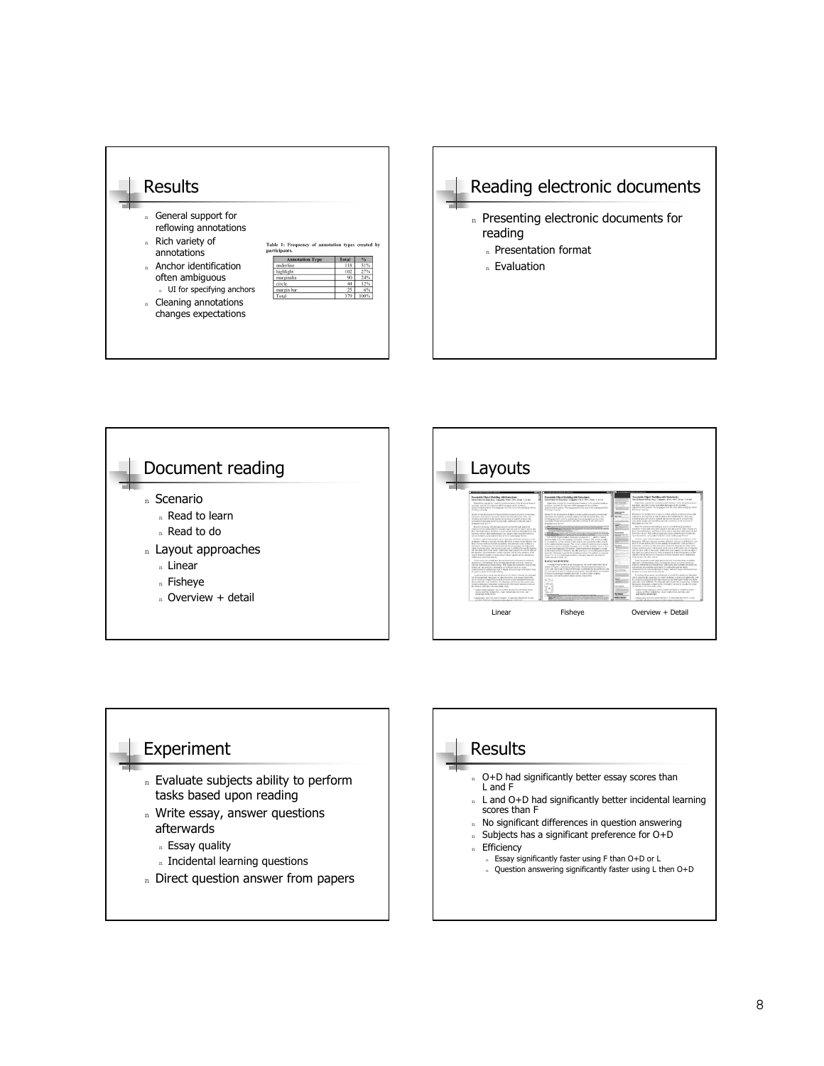## Results

- General support for reflowing annotations
- Rich variety of annotations
- Anchor identification often ambiguous
  - UI for specifying anchors
- Cleaning annotations changes expectations

**Table 1: Frequency of annotation types created by participants.**

| Annotation Type | Total | % |
|---|---|---|
| underline | 118 | 31% |
| highlight | 102 | 27% |
| marginalia | 90 | 24% |
| circle | 44 | 12% |
| margin bar | 25 | 6% |
| Total | 379 | 100% |

## Reading electronic documents

- Presenting electronic documents for reading
  - Presentation format
  - Evaluation

## Document reading

- Scenario
  - Read to learn
  - Read to do
- Layout approaches
  - Linear
  - Fisheye
  - Overview + detail

## Layouts

Linear — Fisheye — Overview + Detail

## Experiment

- Evaluate subjects ability to perform tasks based upon reading
- Write essay, answer questions afterwards
  - Essay quality
  - Incidental learning questions
- Direct question answer from papers

## Results

- O+D had significantly better essay scores than L and F
- L and O+D had significantly better incidental learning scores than F
- No significant differences in question answering
- Subjects has a significant preference for O+D
- Efficiency
  - Essay significantly faster using F than O+D or L
  - Question answering significantly faster using L then O+D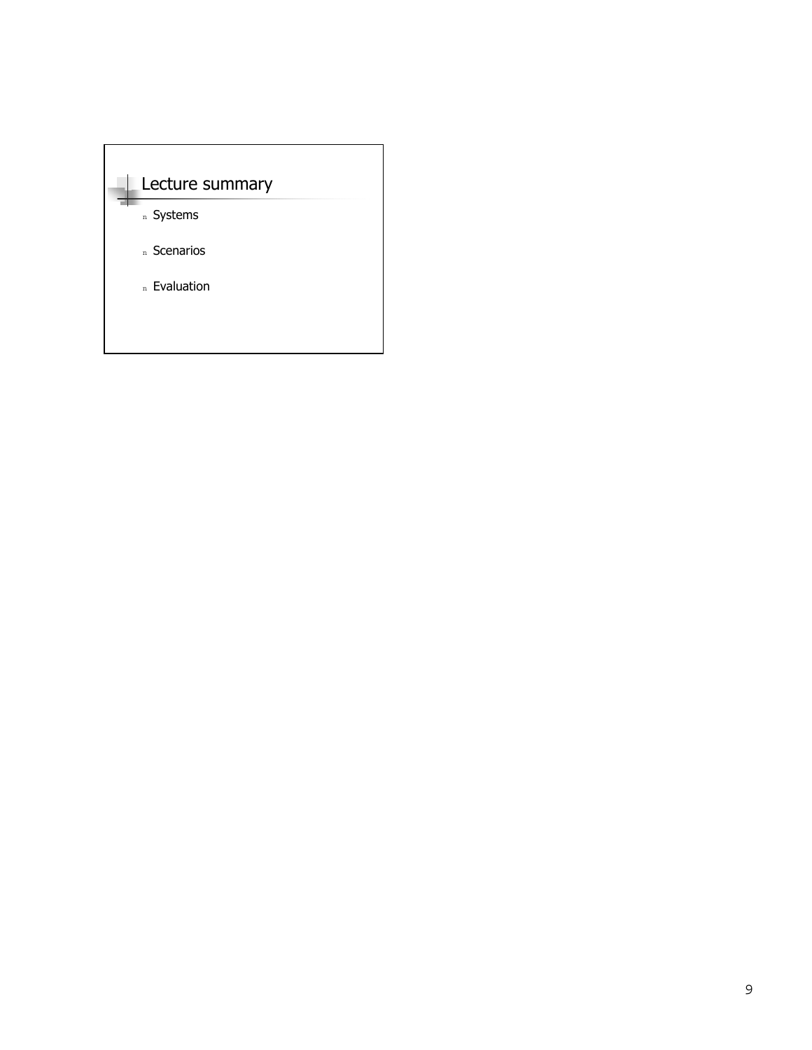## Lecture summary

- Systems
- Scenarios
- Evaluation